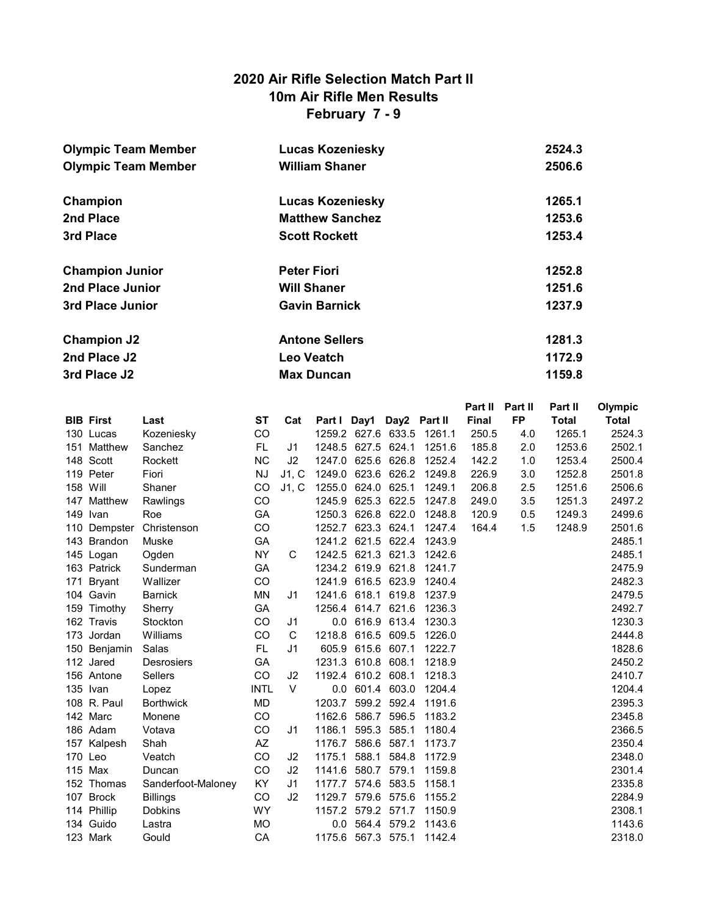# 2020 Air Rifle Selection Match Part II
## 10m Air Rifle Men Results
### February 7 - 9

| | | |
|---|---|---|
| **Olympic Team Member** | **Lucas Kozeniesky** | **2524.3** |
| **Olympic Team Member** | **William Shaner** | **2506.6** |
| | | |
| **Champion** | **Lucas Kozeniesky** | **1265.1** |
| **2nd Place** | **Matthew Sanchez** | **1253.6** |
| **3rd Place** | **Scott Rockett** | **1253.4** |
| | | |
| **Champion Junior** | **Peter Fiori** | **1252.8** |
| **2nd Place Junior** | **Will Shaner** | **1251.6** |
| **3rd Place Junior** | **Gavin Barnick** | **1237.9** |
| | | |
| **Champion J2** | **Antone Sellers** | **1281.3** |
| **2nd Place J2** | **Leo Veatch** | **1172.9** |
| **3rd Place J2** | **Max Duncan** | **1159.8** |

| BIB | First | Last | ST | Cat | Part I | Day1 | Day2 | Part II | Part II Final | Part II FP | Part II Total | Olympic Total |
|---|---|---|---|---|---|---|---|---|---|---|---|---|
| 130 | Lucas | Kozeniesky | CO | | 1259.2 | 627.6 | 633.5 | 1261.1 | 250.5 | 4.0 | 1265.1 | 2524.3 |
| 151 | Matthew | Sanchez | FL | J1 | 1248.5 | 627.5 | 624.1 | 1251.6 | 185.8 | 2.0 | 1253.6 | 2502.1 |
| 148 | Scott | Rockett | NC | J2 | 1247.0 | 625.6 | 626.8 | 1252.4 | 142.2 | 1.0 | 1253.4 | 2500.4 |
| 119 | Peter | Fiori | NJ | J1, C | 1249.0 | 623.6 | 626.2 | 1249.8 | 226.9 | 3.0 | 1252.8 | 2501.8 |
| 158 | Will | Shaner | CO | J1, C | 1255.0 | 624.0 | 625.1 | 1249.1 | 206.8 | 2.5 | 1251.6 | 2506.6 |
| 147 | Matthew | Rawlings | CO | | 1245.9 | 625.3 | 622.5 | 1247.8 | 249.0 | 3.5 | 1251.3 | 2497.2 |
| 149 | Ivan | Roe | GA | | 1250.3 | 626.8 | 622.0 | 1248.8 | 120.9 | 0.5 | 1249.3 | 2499.6 |
| 110 | Dempster | Christenson | CO | | 1252.7 | 623.3 | 624.1 | 1247.4 | 164.4 | 1.5 | 1248.9 | 2501.6 |
| 143 | Brandon | Muske | GA | | 1241.2 | 621.5 | 622.4 | 1243.9 | | | | 2485.1 |
| 145 | Logan | Ogden | NY | C | 1242.5 | 621.3 | 621.3 | 1242.6 | | | | 2485.1 |
| 163 | Patrick | Sunderman | GA | | 1234.2 | 619.9 | 621.8 | 1241.7 | | | | 2475.9 |
| 171 | Bryant | Wallizer | CO | | 1241.9 | 616.5 | 623.9 | 1240.4 | | | | 2482.3 |
| 104 | Gavin | Barnick | MN | J1 | 1241.6 | 618.1 | 619.8 | 1237.9 | | | | 2479.5 |
| 159 | Timothy | Sherry | GA | | 1256.4 | 614.7 | 621.6 | 1236.3 | | | | 2492.7 |
| 162 | Travis | Stockton | CO | J1 | 0.0 | 616.9 | 613.4 | 1230.3 | | | | 1230.3 |
| 173 | Jordan | Williams | CO | C | 1218.8 | 616.5 | 609.5 | 1226.0 | | | | 2444.8 |
| 150 | Benjamin | Salas | FL | J1 | 605.9 | 615.6 | 607.1 | 1222.7 | | | | 1828.6 |
| 112 | Jared | Desrosiers | GA | | 1231.3 | 610.8 | 608.1 | 1218.9 | | | | 2450.2 |
| 156 | Antone | Sellers | CO | J2 | 1192.4 | 610.2 | 608.1 | 1218.3 | | | | 2410.7 |
| 135 | Ivan | Lopez | INTL | V | 0.0 | 601.4 | 603.0 | 1204.4 | | | | 1204.4 |
| 108 | R. Paul | Borthwick | MD | | 1203.7 | 599.2 | 592.4 | 1191.6 | | | | 2395.3 |
| 142 | Marc | Monene | CO | | 1162.6 | 586.7 | 596.5 | 1183.2 | | | | 2345.8 |
| 186 | Adam | Votava | CO | J1 | 1186.1 | 595.3 | 585.1 | 1180.4 | | | | 2366.5 |
| 157 | Kalpesh | Shah | AZ | | 1176.7 | 586.6 | 587.1 | 1173.7 | | | | 2350.4 |
| 170 | Leo | Veatch | CO | J2 | 1175.1 | 588.1 | 584.8 | 1172.9 | | | | 2348.0 |
| 115 | Max | Duncan | CO | J2 | 1141.6 | 580.7 | 579.1 | 1159.8 | | | | 2301.4 |
| 152 | Thomas | Sanderfoot-Maloney | KY | J1 | 1177.7 | 574.6 | 583.5 | 1158.1 | | | | 2335.8 |
| 107 | Brock | Billings | CO | J2 | 1129.7 | 579.6 | 575.6 | 1155.2 | | | | 2284.9 |
| 114 | Phillip | Dobkins | WY | | 1157.2 | 579.2 | 571.7 | 1150.9 | | | | 2308.1 |
| 134 | Guido | Lastra | MO | | 0.0 | 564.4 | 579.2 | 1143.6 | | | | 1143.6 |
| 123 | Mark | Gould | CA | | 1175.6 | 567.3 | 575.1 | 1142.4 | | | | 2318.0 |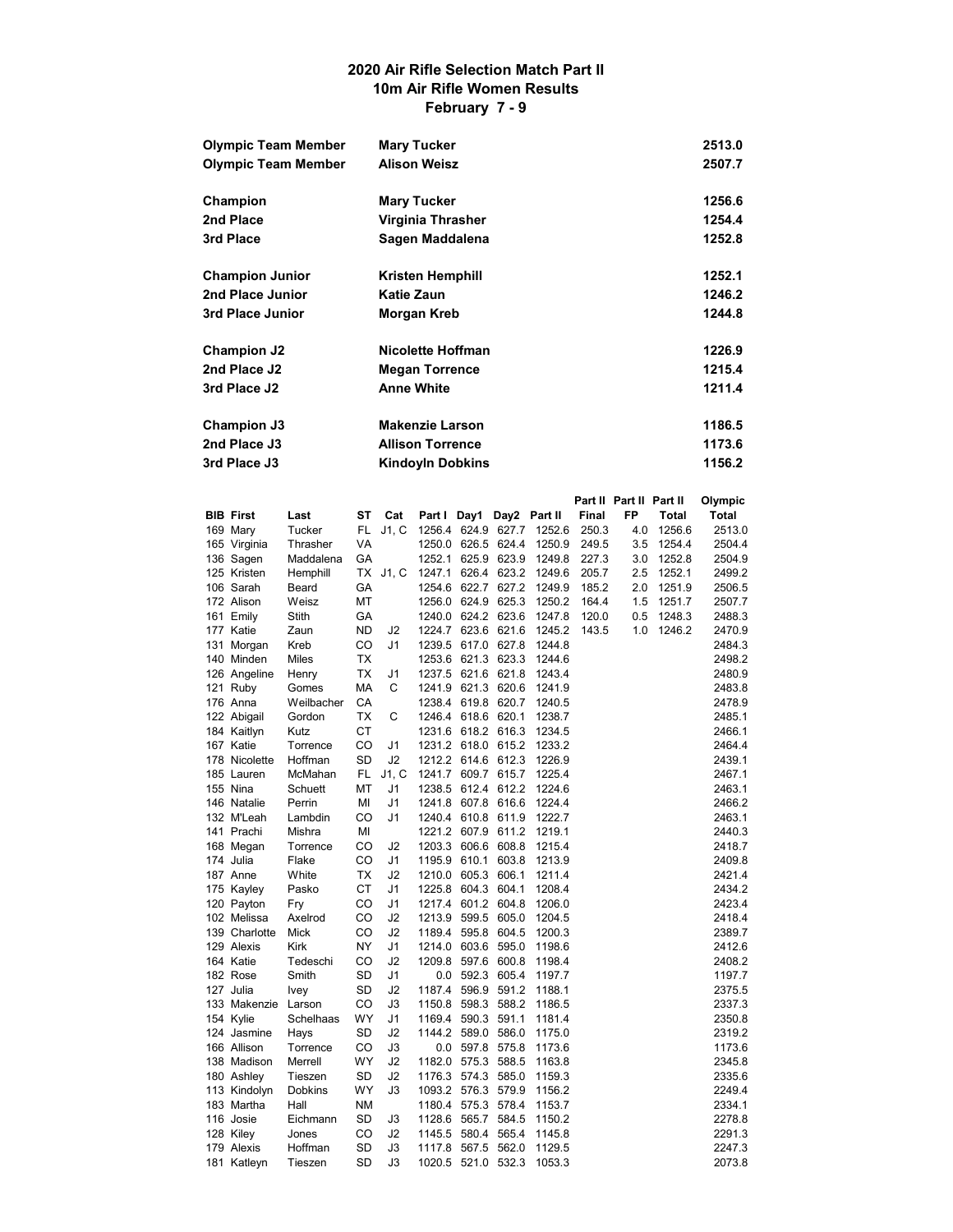# 2020 Air Rifle Selection Match Part II
## 10m Air Rifle Women Results
### February 7 - 9

| | | |
|---|---|---|
| **Olympic Team Member** | **Mary Tucker** | **2513.0** |
| **Olympic Team Member** | **Alison Weisz** | **2507.7** |
| | | |
| **Champion** | **Mary Tucker** | **1256.6** |
| **2nd Place** | **Virginia Thrasher** | **1254.4** |
| **3rd Place** | **Sagen Maddalena** | **1252.8** |
| | | |
| **Champion Junior** | **Kristen Hemphill** | **1252.1** |
| **2nd Place Junior** | **Katie Zaun** | **1246.2** |
| **3rd Place Junior** | **Morgan Kreb** | **1244.8** |
| | | |
| **Champion J2** | **Nicolette Hoffman** | **1226.9** |
| **2nd Place J2** | **Megan Torrence** | **1215.4** |
| **3rd Place J2** | **Anne White** | **1211.4** |
| | | |
| **Champion J3** | **Makenzie Larson** | **1186.5** |
| **2nd Place J3** | **Allison Torrence** | **1173.6** |
| **3rd Place J3** | **Kindoyln Dobkins** | **1156.2** |

| BIB | First | Last | ST | Cat | Part I | Day1 | Day2 | Part II | Part II Final | Part II FP | Part II Total | Olympic Total |
|---|---|---|---|---|---|---|---|---|---|---|---|---|
| 169 | Mary | Tucker | FL | J1, C | 1256.4 | 624.9 | 627.7 | 1252.6 | 250.3 | 4.0 | 1256.6 | 2513.0 |
| 165 | Virginia | Thrasher | VA | | 1250.0 | 626.5 | 624.4 | 1250.9 | 249.5 | 3.5 | 1254.4 | 2504.4 |
| 136 | Sagen | Maddalena | GA | | 1252.1 | 625.9 | 623.9 | 1249.8 | 227.3 | 3.0 | 1252.8 | 2504.9 |
| 125 | Kristen | Hemphill | TX | J1, C | 1247.1 | 626.4 | 623.2 | 1249.6 | 205.7 | 2.5 | 1252.1 | 2499.2 |
| 106 | Sarah | Beard | GA | | 1254.6 | 622.7 | 627.2 | 1249.9 | 185.2 | 2.0 | 1251.9 | 2506.5 |
| 172 | Alison | Weisz | MT | | 1256.0 | 624.9 | 625.3 | 1250.2 | 164.4 | 1.5 | 1251.7 | 2507.7 |
| 161 | Emily | Stith | GA | | 1240.0 | 624.2 | 623.6 | 1247.8 | 120.0 | 0.5 | 1248.3 | 2488.3 |
| 177 | Katie | Zaun | ND | J2 | 1224.7 | 623.6 | 621.6 | 1245.2 | 143.5 | 1.0 | 1246.2 | 2470.9 |
| 131 | Morgan | Kreb | CO | J1 | 1239.5 | 617.0 | 627.8 | 1244.8 | | | | 2484.3 |
| 140 | Minden | Miles | TX | | 1253.6 | 621.3 | 623.3 | 1244.6 | | | | 2498.2 |
| 126 | Angeline | Henry | TX | J1 | 1237.5 | 621.6 | 621.8 | 1243.4 | | | | 2480.9 |
| 121 | Ruby | Gomes | MA | C | 1241.9 | 621.3 | 620.6 | 1241.9 | | | | 2483.8 |
| 176 | Anna | Weilbacher | CA | | 1238.4 | 619.8 | 620.7 | 1240.5 | | | | 2478.9 |
| 122 | Abigail | Gordon | TX | C | 1246.4 | 618.6 | 620.1 | 1238.7 | | | | 2485.1 |
| 184 | Kaitlyn | Kutz | CT | | 1231.6 | 618.2 | 616.3 | 1234.5 | | | | 2466.1 |
| 167 | Katie | Torrence | CO | J1 | 1231.2 | 618.0 | 615.2 | 1233.2 | | | | 2464.4 |
| 178 | Nicolette | Hoffman | SD | J2 | 1212.2 | 614.6 | 612.3 | 1226.9 | | | | 2439.1 |
| 185 | Lauren | McMahan | FL | J1, C | 1241.7 | 609.7 | 615.7 | 1225.4 | | | | 2467.1 |
| 155 | Nina | Schuett | MT | J1 | 1238.5 | 612.4 | 612.2 | 1224.6 | | | | 2463.1 |
| 146 | Natalie | Perrin | MI | J1 | 1241.8 | 607.8 | 616.6 | 1224.4 | | | | 2466.2 |
| 132 | M'Leah | Lambdin | CO | J1 | 1240.4 | 610.8 | 611.9 | 1222.7 | | | | 2463.1 |
| 141 | Prachi | Mishra | MI | | 1221.2 | 607.9 | 611.2 | 1219.1 | | | | 2440.3 |
| 168 | Megan | Torrence | CO | J2 | 1203.3 | 606.6 | 608.8 | 1215.4 | | | | 2418.7 |
| 174 | Julia | Flake | CO | J1 | 1195.9 | 610.1 | 603.8 | 1213.9 | | | | 2409.8 |
| 187 | Anne | White | TX | J2 | 1210.0 | 605.3 | 606.1 | 1211.4 | | | | 2421.4 |
| 175 | Kayley | Pasko | CT | J1 | 1225.8 | 604.3 | 604.1 | 1208.4 | | | | 2434.2 |
| 120 | Payton | Fry | CO | J1 | 1217.4 | 601.2 | 604.8 | 1206.0 | | | | 2423.4 |
| 102 | Melissa | Axelrod | CO | J2 | 1213.9 | 599.5 | 605.0 | 1204.5 | | | | 2418.4 |
| 139 | Charlotte | Mick | CO | J2 | 1189.4 | 595.8 | 604.5 | 1200.3 | | | | 2389.7 |
| 129 | Alexis | Kirk | NY | J1 | 1214.0 | 603.6 | 595.0 | 1198.6 | | | | 2412.6 |
| 164 | Katie | Tedeschi | CO | J2 | 1209.8 | 597.6 | 600.8 | 1198.4 | | | | 2408.2 |
| 182 | Rose | Smith | SD | J1 | 0.0 | 592.3 | 605.4 | 1197.7 | | | | 1197.7 |
| 127 | Julia | Ivey | SD | J2 | 1187.4 | 596.9 | 591.2 | 1188.1 | | | | 2375.5 |
| 133 | Makenzie | Larson | CO | J3 | 1150.8 | 598.3 | 588.2 | 1186.5 | | | | 2337.3 |
| 154 | Kylie | Schelhaas | WY | J1 | 1169.4 | 590.3 | 591.1 | 1181.4 | | | | 2350.8 |
| 124 | Jasmine | Hays | SD | J2 | 1144.2 | 589.0 | 586.0 | 1175.0 | | | | 2319.2 |
| 166 | Allison | Torrence | CO | J3 | 0.0 | 597.8 | 575.8 | 1173.6 | | | | 1173.6 |
| 138 | Madison | Merrell | WY | J2 | 1182.0 | 575.3 | 588.5 | 1163.8 | | | | 2345.8 |
| 180 | Ashley | Tieszen | SD | J2 | 1176.3 | 574.3 | 585.0 | 1159.3 | | | | 2335.6 |
| 113 | Kindolyn | Dobkins | WY | J3 | 1093.2 | 576.3 | 579.9 | 1156.2 | | | | 2249.4 |
| 183 | Martha | Hall | NM | | 1180.4 | 575.3 | 578.4 | 1153.7 | | | | 2334.1 |
| 116 | Josie | Eichmann | SD | J3 | 1128.6 | 565.7 | 584.5 | 1150.2 | | | | 2278.8 |
| 128 | Kiley | Jones | CO | J2 | 1145.5 | 580.4 | 565.4 | 1145.8 | | | | 2291.3 |
| 179 | Alexis | Hoffman | SD | J3 | 1117.8 | 567.5 | 562.0 | 1129.5 | | | | 2247.3 |
| 181 | Katleyn | Tieszen | SD | J3 | 1020.5 | 521.0 | 532.3 | 1053.3 | | | | 2073.8 |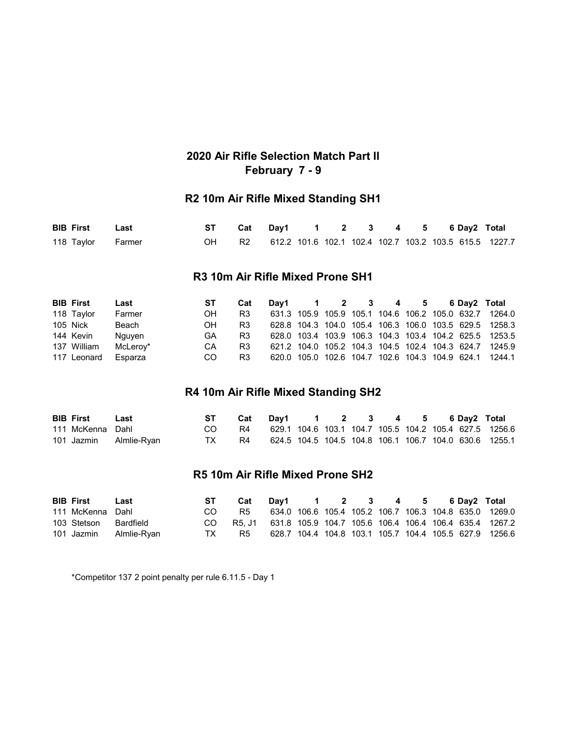# 2020 Air Rifle Selection Match Part II

## February 7 - 9

### R2 10m Air Rifle Mixed Standing SH1

| BIB | First | Last | ST | Cat | Day1 | 1 | 2 | 3 | 4 | 5 | 6 | Day2 | Total |
|---|---|---|---|---|---|---|---|---|---|---|---|---|---|
| 118 | Taylor | Farmer | OH | R2 | 612.2 | 101.6 | 102.1 | 102.4 | 102.7 | 103.2 | 103.5 | 615.5 | 1227.7 |

### R3 10m Air Rifle Mixed Prone SH1

| BIB | First | Last | ST | Cat | Day1 | 1 | 2 | 3 | 4 | 5 | 6 | Day2 | Total |
|---|---|---|---|---|---|---|---|---|---|---|---|---|---|
| 118 | Taylor | Farmer | OH | R3 | 631.3 | 105.9 | 105.9 | 105.1 | 104.6 | 106.2 | 105.0 | 632.7 | 1264.0 |
| 105 | Nick | Beach | OH | R3 | 628.8 | 104.3 | 104.0 | 105.4 | 106.3 | 106.0 | 103.5 | 629.5 | 1258.3 |
| 144 | Kevin | Nguyen | GA | R3 | 628.0 | 103.4 | 103.9 | 106.3 | 104.3 | 103.4 | 104.2 | 625.5 | 1253.5 |
| 137 | William | McLeroy* | CA | R3 | 621.2 | 104.0 | 105.2 | 104.3 | 104.5 | 102.4 | 104.3 | 624.7 | 1245.9 |
| 117 | Leonard | Esparza | CO | R3 | 620.0 | 105.0 | 102.6 | 104.7 | 102.6 | 104.3 | 104.9 | 624.1 | 1244.1 |

### R4 10m Air Rifle Mixed Standing SH2

| BIB | First | Last | ST | Cat | Day1 | 1 | 2 | 3 | 4 | 5 | 6 | Day2 | Total |
|---|---|---|---|---|---|---|---|---|---|---|---|---|---|
| 111 | McKenna | Dahl | CO | R4 | 629.1 | 104.6 | 103.1 | 104.7 | 105.5 | 104.2 | 105.4 | 627.5 | 1256.6 |
| 101 | Jazmin | Almlie-Ryan | TX | R4 | 624.5 | 104.5 | 104.5 | 104.8 | 106.1 | 106.7 | 104.0 | 630.6 | 1255.1 |

### R5 10m Air Rifle Mixed Prone SH2

| BIB | First | Last | ST | Cat | Day1 | 1 | 2 | 3 | 4 | 5 | 6 | Day2 | Total |
|---|---|---|---|---|---|---|---|---|---|---|---|---|---|
| 111 | McKenna | Dahl | CO | R5 | 634.0 | 106.6 | 105.4 | 105.2 | 106.7 | 106.3 | 104.8 | 635.0 | 1269.0 |
| 103 | Stetson | Bardfield | CO | R5, J1 | 631.8 | 105.9 | 104.7 | 105.6 | 106.4 | 106.4 | 106.4 | 635.4 | 1267.2 |
| 101 | Jazmin | Almlie-Ryan | TX | R5 | 628.7 | 104.4 | 104.8 | 103.1 | 105.7 | 104.4 | 105.5 | 627.9 | 1256.6 |

*Competitor 137 2 point penalty per rule 6.11.5 - Day 1